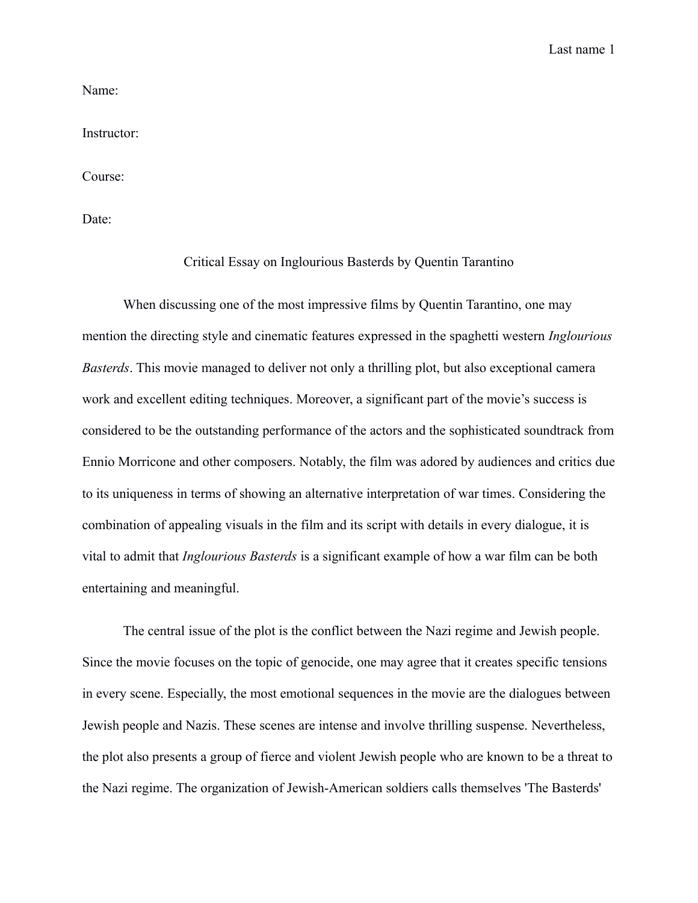Name:

Instructor:

Course:

Date:

# Critical Essay on Inglourious Basterds by Quentin Tarantino

When discussing one of the most impressive films by Quentin Tarantino, one may mention the directing style and cinematic features expressed in the spaghetti western *Inglourious Basterds*. This movie managed to deliver not only a thrilling plot, but also exceptional camera work and excellent editing techniques. Moreover, a significant part of the movie's success is considered to be the outstanding performance of the actors and the sophisticated soundtrack from Ennio Morricone and other composers. Notably, the film was adored by audiences and critics due to its uniqueness in terms of showing an alternative interpretation of war times. Considering the combination of appealing visuals in the film and its script with details in every dialogue, it is vital to admit that *Inglourious Basterds* is a significant example of how a war film can be both entertaining and meaningful.

The central issue of the plot is the conflict between the Nazi regime and Jewish people. Since the movie focuses on the topic of genocide, one may agree that it creates specific tensions in every scene. Especially, the most emotional sequences in the movie are the dialogues between Jewish people and Nazis. These scenes are intense and involve thrilling suspense. Nevertheless, the plot also presents a group of fierce and violent Jewish people who are known to be a threat to the Nazi regime. The organization of Jewish-American soldiers calls themselves 'The Basterds'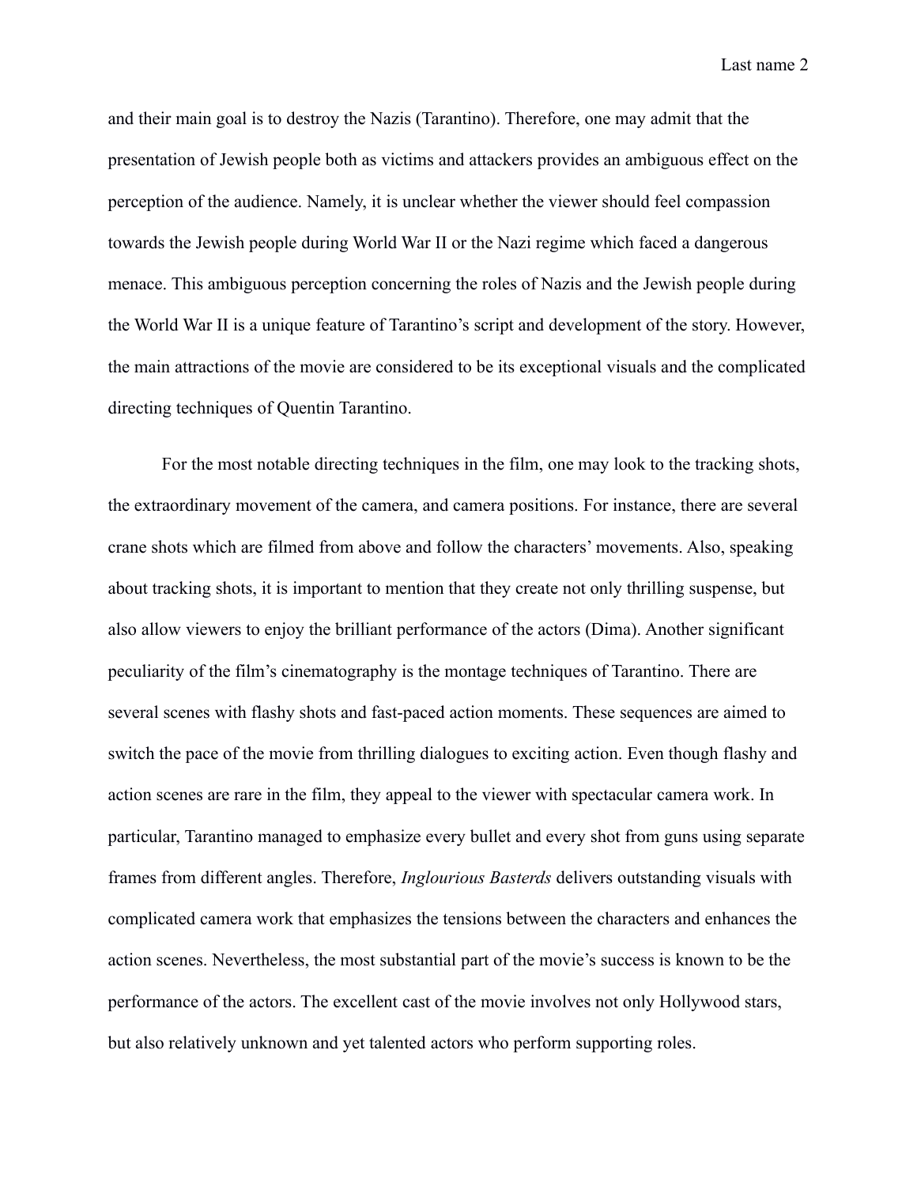and their main goal is to destroy the Nazis (Tarantino). Therefore, one may admit that the presentation of Jewish people both as victims and attackers provides an ambiguous effect on the perception of the audience. Namely, it is unclear whether the viewer should feel compassion towards the Jewish people during World War II or the Nazi regime which faced a dangerous menace. This ambiguous perception concerning the roles of Nazis and the Jewish people during the World War II is a unique feature of Tarantino's script and development of the story. However, the main attractions of the movie are considered to be its exceptional visuals and the complicated directing techniques of Quentin Tarantino.

For the most notable directing techniques in the film, one may look to the tracking shots, the extraordinary movement of the camera, and camera positions. For instance, there are several crane shots which are filmed from above and follow the characters' movements. Also, speaking about tracking shots, it is important to mention that they create not only thrilling suspense, but also allow viewers to enjoy the brilliant performance of the actors (Dima). Another significant peculiarity of the film's cinematography is the montage techniques of Tarantino. There are several scenes with flashy shots and fast-paced action moments. These sequences are aimed to switch the pace of the movie from thrilling dialogues to exciting action. Even though flashy and action scenes are rare in the film, they appeal to the viewer with spectacular camera work. In particular, Tarantino managed to emphasize every bullet and every shot from guns using separate frames from different angles. Therefore, *Inglourious Basterds* delivers outstanding visuals with complicated camera work that emphasizes the tensions between the characters and enhances the action scenes. Nevertheless, the most substantial part of the movie's success is known to be the performance of the actors. The excellent cast of the movie involves not only Hollywood stars, but also relatively unknown and yet talented actors who perform supporting roles.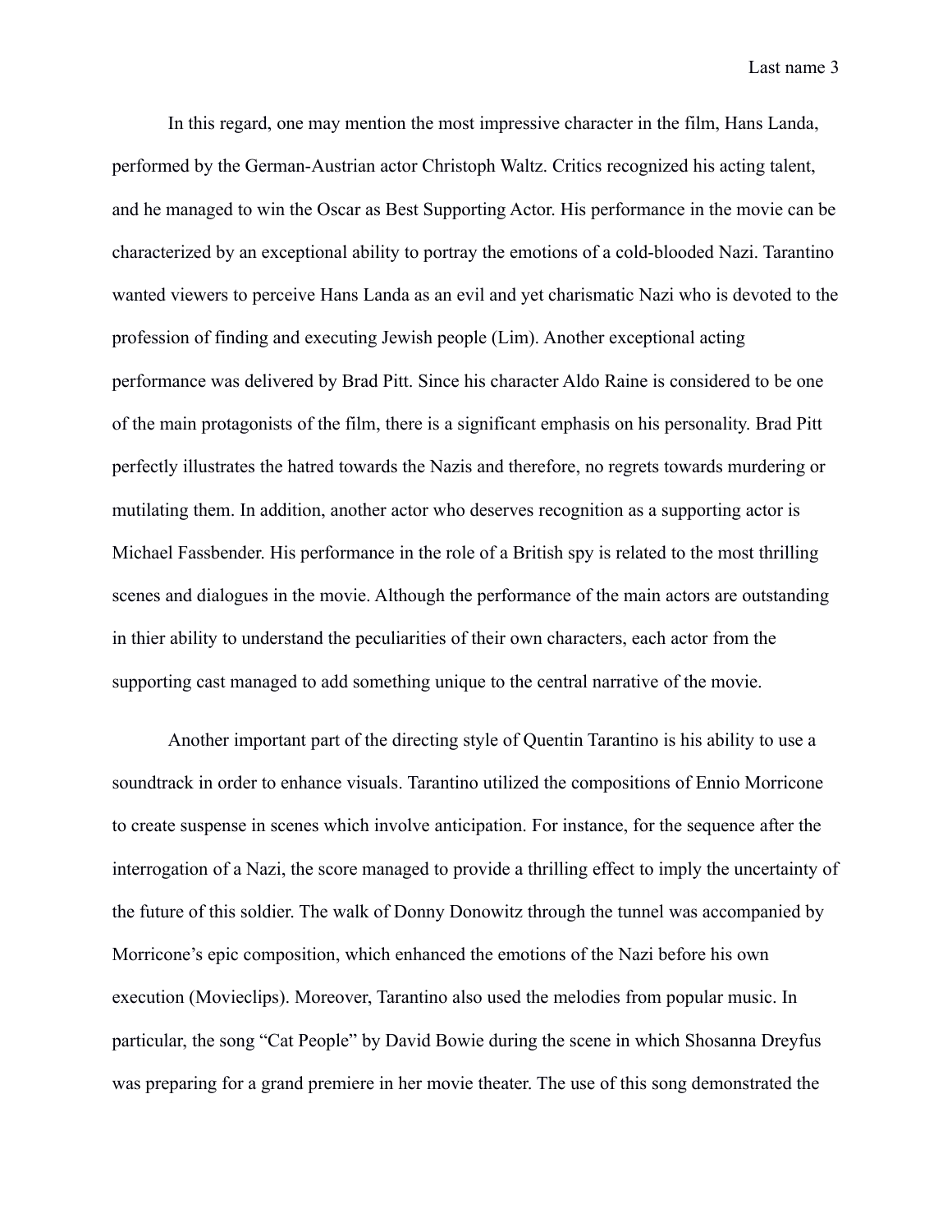In this regard, one may mention the most impressive character in the film, Hans Landa, performed by the German-Austrian actor Christoph Waltz. Critics recognized his acting talent, and he managed to win the Oscar as Best Supporting Actor. His performance in the movie can be characterized by an exceptional ability to portray the emotions of a cold-blooded Nazi. Tarantino wanted viewers to perceive Hans Landa as an evil and yet charismatic Nazi who is devoted to the profession of finding and executing Jewish people (Lim). Another exceptional acting performance was delivered by Brad Pitt. Since his character Aldo Raine is considered to be one of the main protagonists of the film, there is a significant emphasis on his personality. Brad Pitt perfectly illustrates the hatred towards the Nazis and therefore, no regrets towards murdering or mutilating them. In addition, another actor who deserves recognition as a supporting actor is Michael Fassbender. His performance in the role of a British spy is related to the most thrilling scenes and dialogues in the movie. Although the performance of the main actors are outstanding in thier ability to understand the peculiarities of their own characters, each actor from the supporting cast managed to add something unique to the central narrative of the movie.

Another important part of the directing style of Quentin Tarantino is his ability to use a soundtrack in order to enhance visuals. Tarantino utilized the compositions of Ennio Morricone to create suspense in scenes which involve anticipation. For instance, for the sequence after the interrogation of a Nazi, the score managed to provide a thrilling effect to imply the uncertainty of the future of this soldier. The walk of Donny Donowitz through the tunnel was accompanied by Morricone's epic composition, which enhanced the emotions of the Nazi before his own execution (Movieclips). Moreover, Tarantino also used the melodies from popular music. In particular, the song "Cat People" by David Bowie during the scene in which Shosanna Dreyfus was preparing for a grand premiere in her movie theater. The use of this song demonstrated the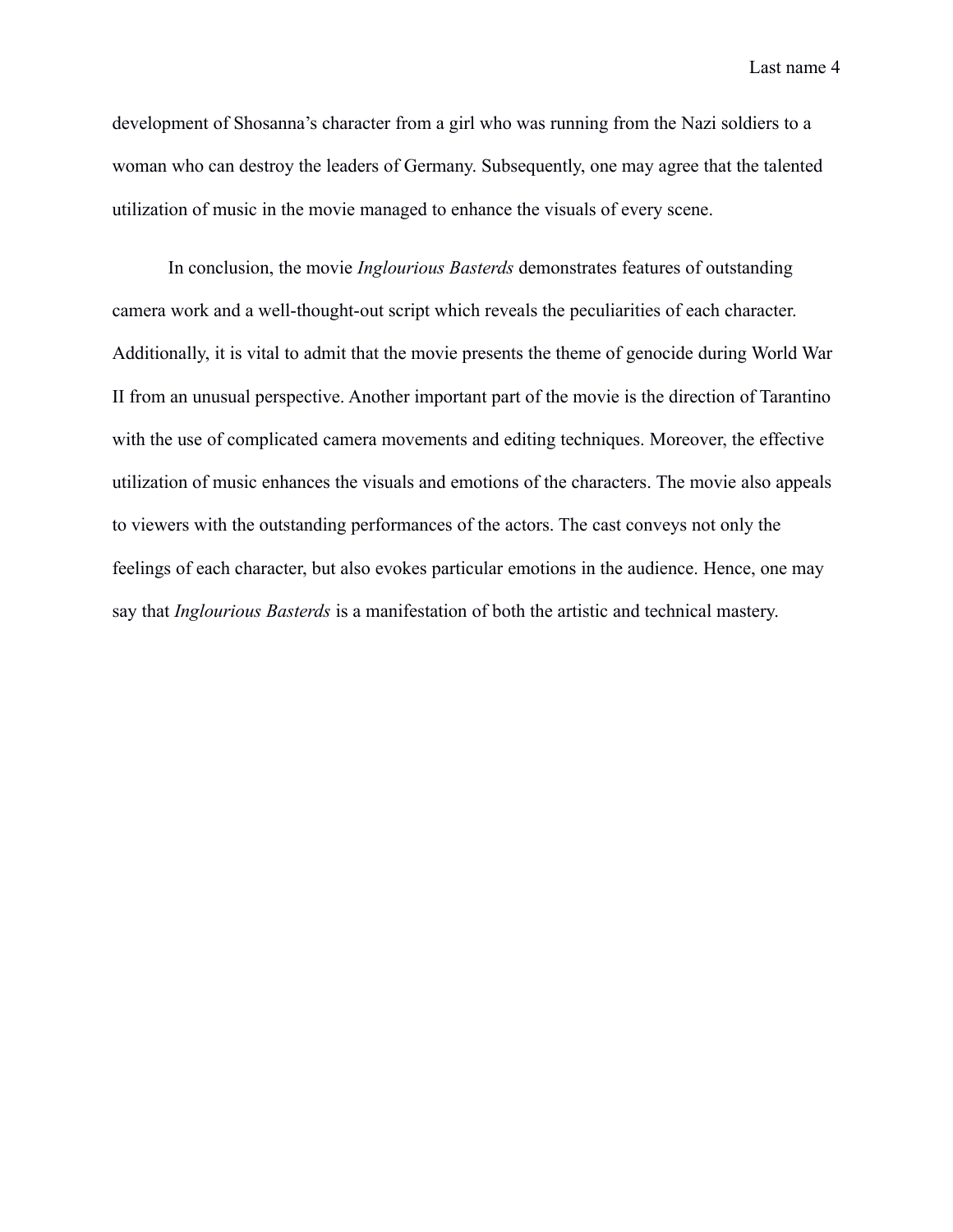development of Shosanna's character from a girl who was running from the Nazi soldiers to a woman who can destroy the leaders of Germany. Subsequently, one may agree that the talented utilization of music in the movie managed to enhance the visuals of every scene.

In conclusion, the movie *Inglourious Basterds* demonstrates features of outstanding camera work and a well-thought-out script which reveals the peculiarities of each character. Additionally, it is vital to admit that the movie presents the theme of genocide during World War II from an unusual perspective. Another important part of the movie is the direction of Tarantino with the use of complicated camera movements and editing techniques. Moreover, the effective utilization of music enhances the visuals and emotions of the characters. The movie also appeals to viewers with the outstanding performances of the actors. The cast conveys not only the feelings of each character, but also evokes particular emotions in the audience. Hence, one may say that *Inglourious Basterds* is a manifestation of both the artistic and technical mastery.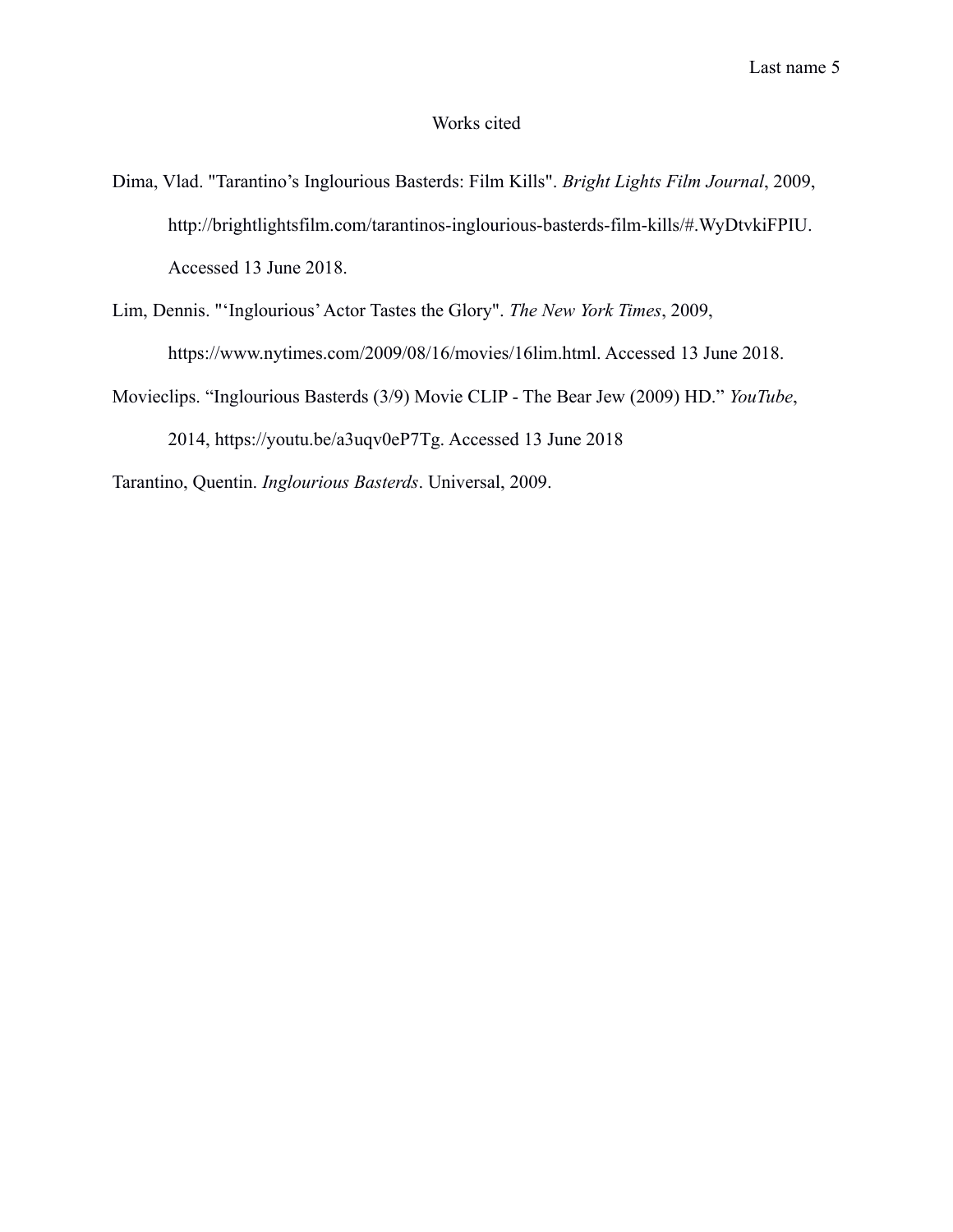# Works cited

Dima, Vlad. "Tarantino's Inglourious Basterds: Film Kills". *Bright Lights Film Journal*, 2009, http://brightlightsfilm.com/tarantinos-inglourious-basterds-film-kills/#.WyDtvkiFPIU. Accessed 13 June 2018.

Lim, Dennis. "'Inglourious' Actor Tastes the Glory". *The New York Times*, 2009, https://www.nytimes.com/2009/08/16/movies/16lim.html. Accessed 13 June 2018.

Movieclips. "Inglourious Basterds (3/9) Movie CLIP - The Bear Jew (2009) HD." *YouTube*, 2014, https://youtu.be/a3uqv0eP7Tg. Accessed 13 June 2018

Tarantino, Quentin. *Inglourious Basterds*. Universal, 2009.